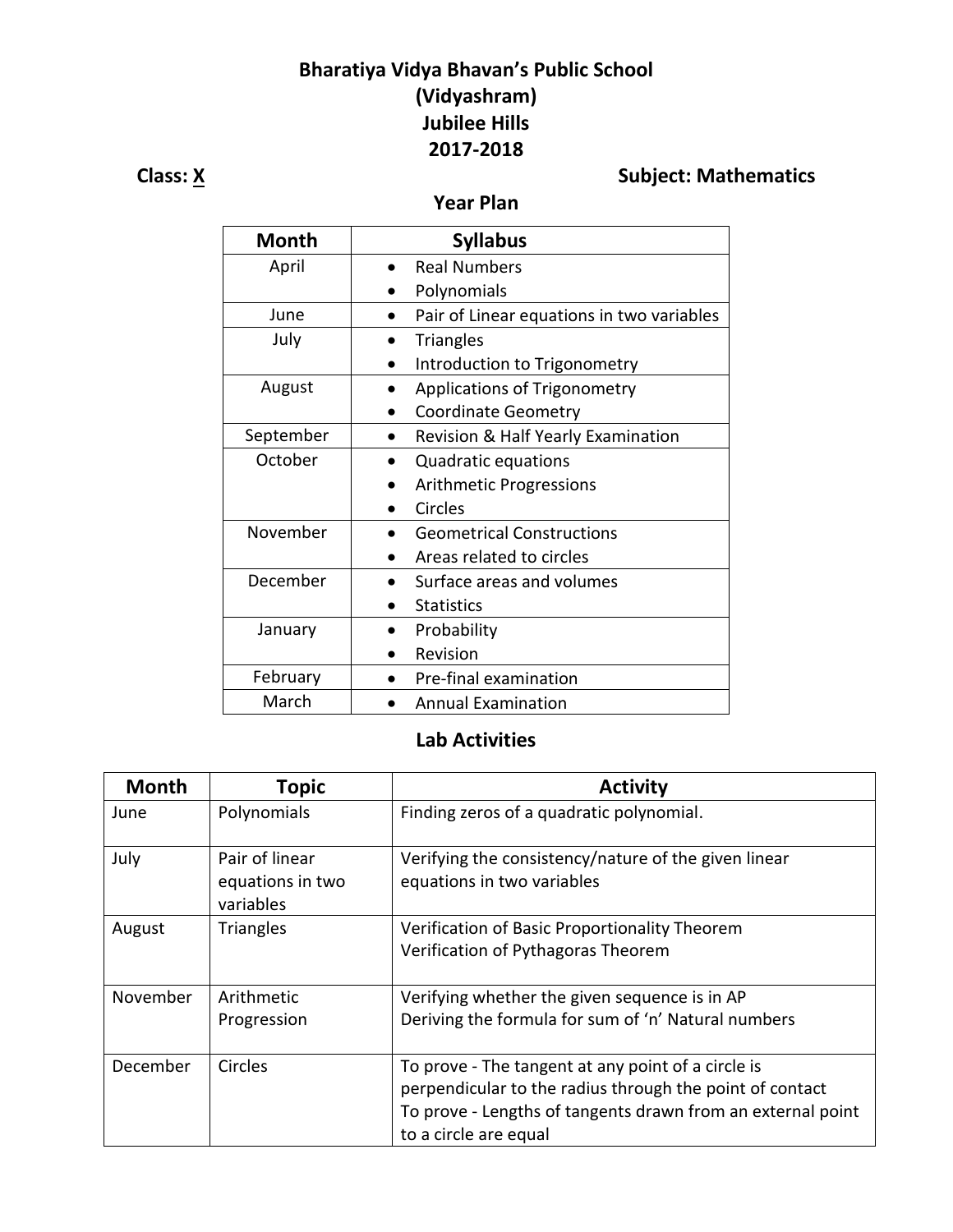# Bharatiya Vidya Bhavan's Public School
# (Vidyashram)
# Jubilee Hills
# 2017-2018

**Class: X** **Subject: Mathematics**

## Year Plan

| Month | Syllabus |
|---|---|
| April | • Real Numbers<br>• Polynomials |
| June | • Pair of Linear equations in two variables |
| July | • Triangles<br>• Introduction to Trigonometry |
| August | • Applications of Trigonometry<br>• Coordinate Geometry |
| September | • Revision & Half Yearly Examination |
| October | • Quadratic equations<br>• Arithmetic Progressions<br>• Circles |
| November | • Geometrical Constructions<br>• Areas related to circles |
| December | • Surface areas and volumes<br>• Statistics |
| January | • Probability<br>• Revision |
| February | • Pre-final examination |
| March | • Annual Examination |

## Lab Activities

| Month | Topic | Activity |
|---|---|---|
| June | Polynomials | Finding zeros of a quadratic polynomial. |
| July | Pair of linear equations in two variables | Verifying the consistency/nature of the given linear equations in two variables |
| August | Triangles | Verification of Basic Proportionality Theorem<br>Verification of Pythagoras Theorem |
| November | Arithmetic Progression | Verifying whether the given sequence is in AP<br>Deriving the formula for sum of 'n' Natural numbers |
| December | Circles | To prove - The tangent at any point of a circle is perpendicular to the radius through the point of contact<br>To prove - Lengths of tangents drawn from an external point to a circle are equal |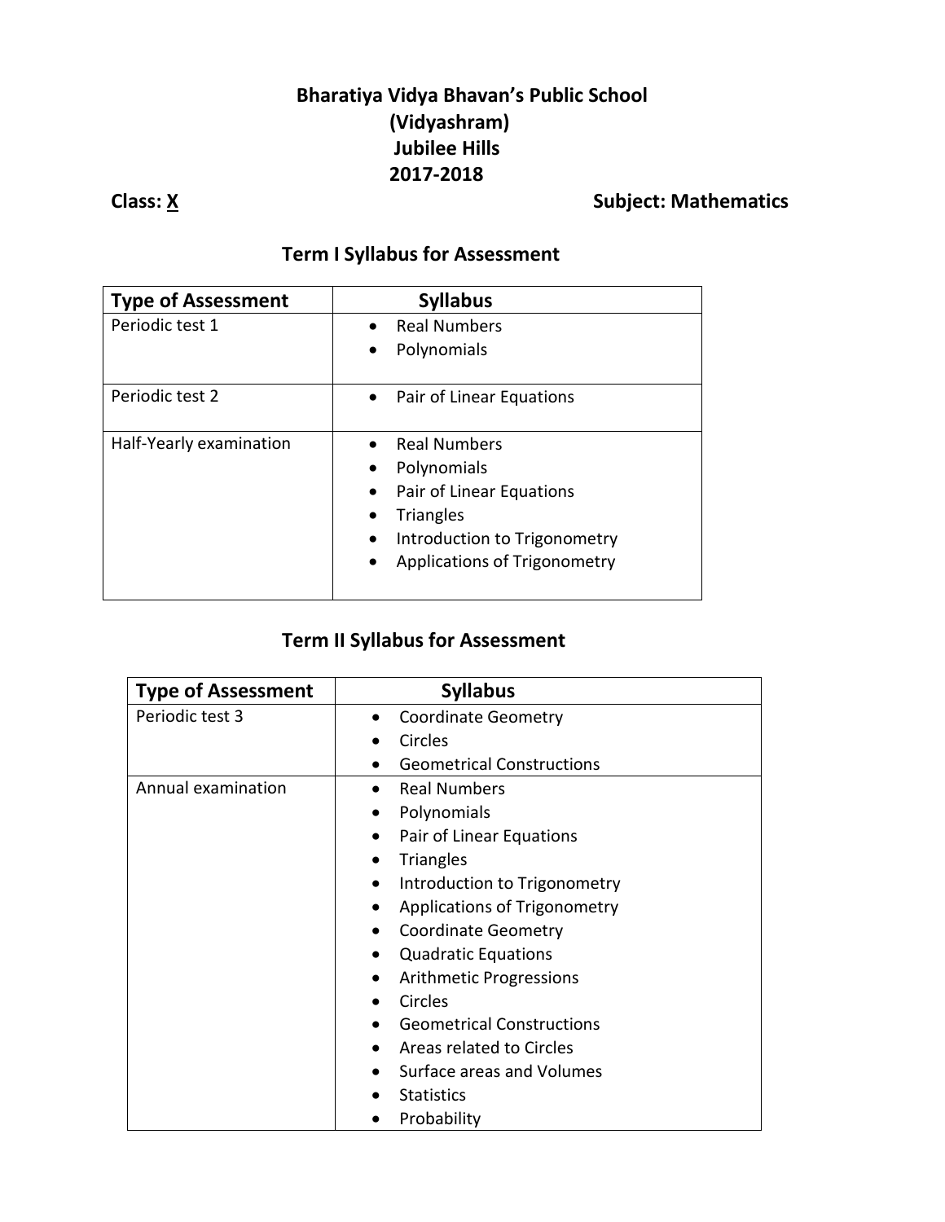# Bharatiya Vidya Bhavan's Public School
## (Vidyashram)
## Jubilee Hills
## 2017-2018

**Class: X** **Subject: Mathematics**

### Term I Syllabus for Assessment

| Type of Assessment | Syllabus |
| --- | --- |
| Periodic test 1 | • Real Numbers<br>• Polynomials |
| Periodic test 2 | • Pair of Linear Equations |
| Half-Yearly examination | • Real Numbers<br>• Polynomials<br>• Pair of Linear Equations<br>• Triangles<br>• Introduction to Trigonometry<br>• Applications of Trigonometry |

### Term II Syllabus for Assessment

| Type of Assessment | Syllabus |
| --- | --- |
| Periodic test 3 | • Coordinate Geometry<br>• Circles<br>• Geometrical Constructions |
| Annual examination | • Real Numbers<br>• Polynomials<br>• Pair of Linear Equations<br>• Triangles<br>• Introduction to Trigonometry<br>• Applications of Trigonometry<br>• Coordinate Geometry<br>• Quadratic Equations<br>• Arithmetic Progressions<br>• Circles<br>• Geometrical Constructions<br>• Areas related to Circles<br>• Surface areas and Volumes<br>• Statistics<br>• Probability |